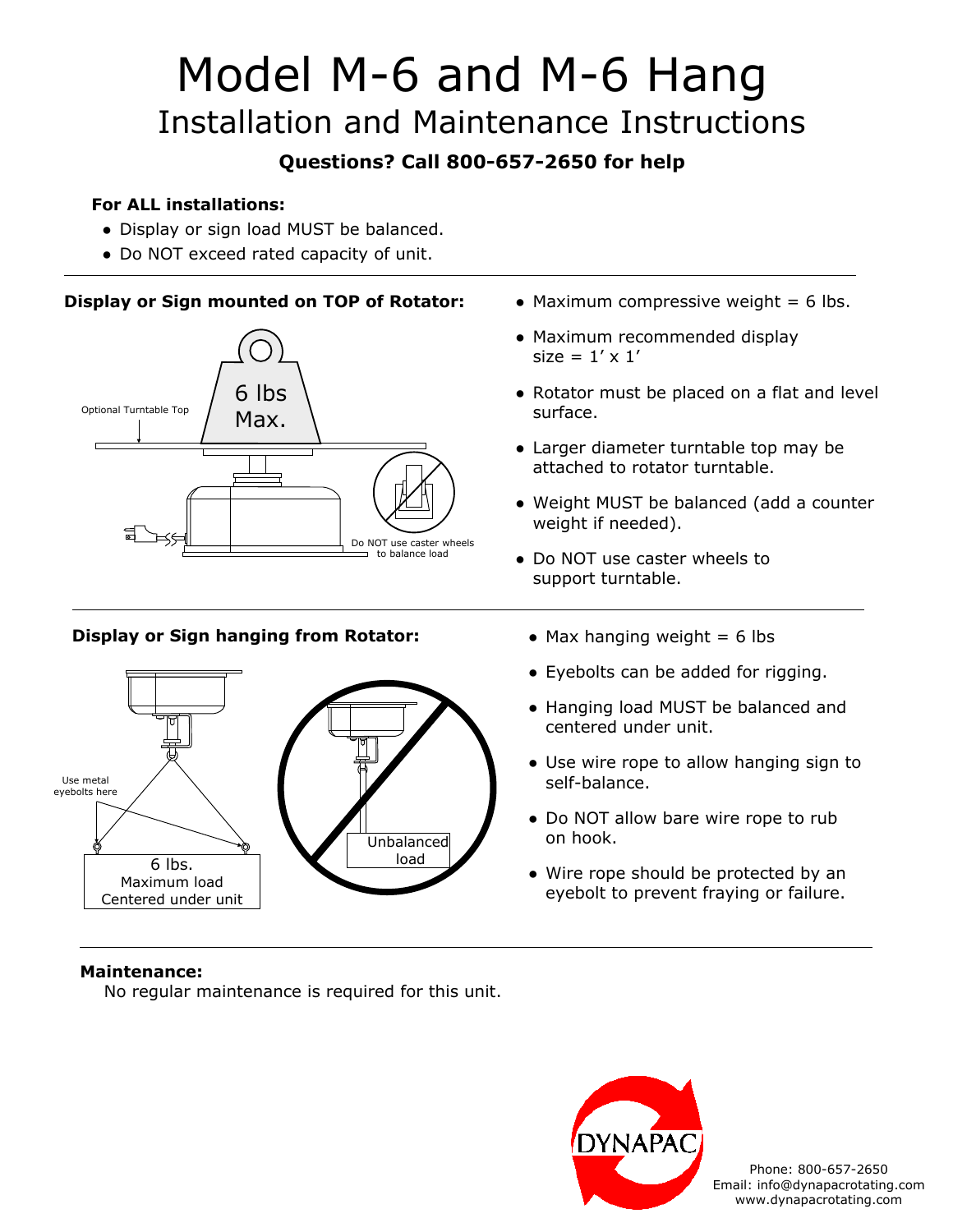# Model M-6 and M-6 Hang

## Installation and Maintenance Instructions

**Questions? Call 800-657-2650 for help**

**For ALL installations:**

- Display or sign load MUST be balanced.
- Do NOT exceed rated capacity of unit.

---

**Display or Sign mounted on TOP of Rotator:**

Optional Turntable Top

6 lbs Max.

Do NOT use caster wheels to balance load

- Maximum compressive weight = 6 lbs.
- Maximum recommended display size = 1′ x 1′
- Rotator must be placed on a flat and level surface.
- Larger diameter turntable top may be attached to rotator turntable.
- Weight MUST be balanced (add a counter weight if needed).
- Do NOT use caster wheels to support turntable.

---

**Display or Sign hanging from Rotator:**

Use metal eyebolts here

6 lbs. Maximum load Centered under unit

Unbalanced load

- Max hanging weight = 6 lbs
- Eyebolts can be added for rigging.
- Hanging load MUST be balanced and centered under unit.
- Use wire rope to allow hanging sign to self-balance.
- Do NOT allow bare wire rope to rub on hook.
- Wire rope should be protected by an eyebolt to prevent fraying or failure.

---

**Maintenance:**

No regular maintenance is required for this unit.

DYNAPAC

Phone: 800-657-2650
Email: info@dynapacrotating.com
www.dynapacrotating.com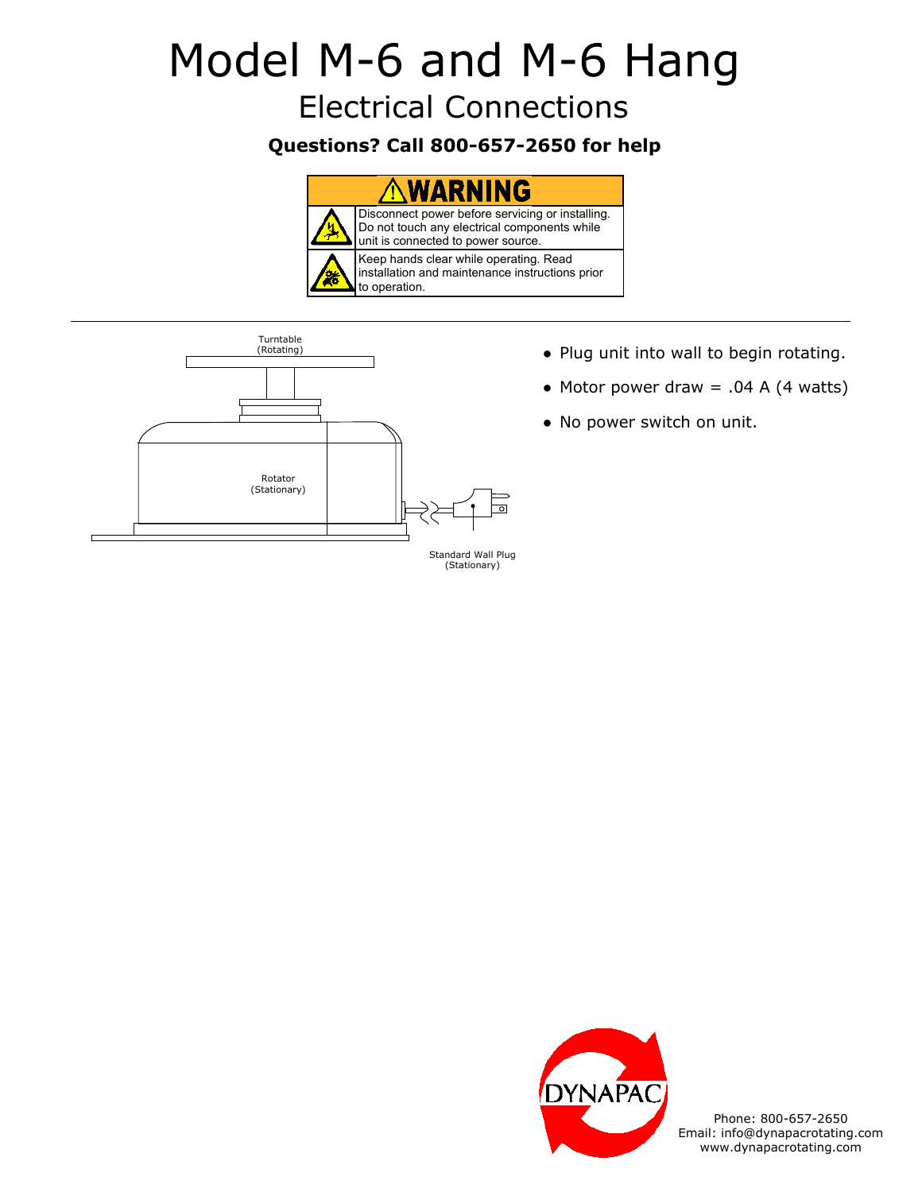# Model M-6 and M-6 Hang

## Electrical Connections

**Questions? Call 800-657-2650 for help**

**WARNING**

Disconnect power before servicing or installing. Do not touch any electrical components while unit is connected to power source.

Keep hands clear while operating. Read installation and maintenance instructions prior to operation.

---

Turntable
(Rotating)

Rotator
(Stationary)

Standard Wall Plug
(Stationary)

- Plug unit into wall to begin rotating.
- Motor power draw = .04 A (4 watts)
- No power switch on unit.

DYNAPAC

Phone: 800-657-2650
Email: info@dynapacrotating.com
www.dynapacrotating.com